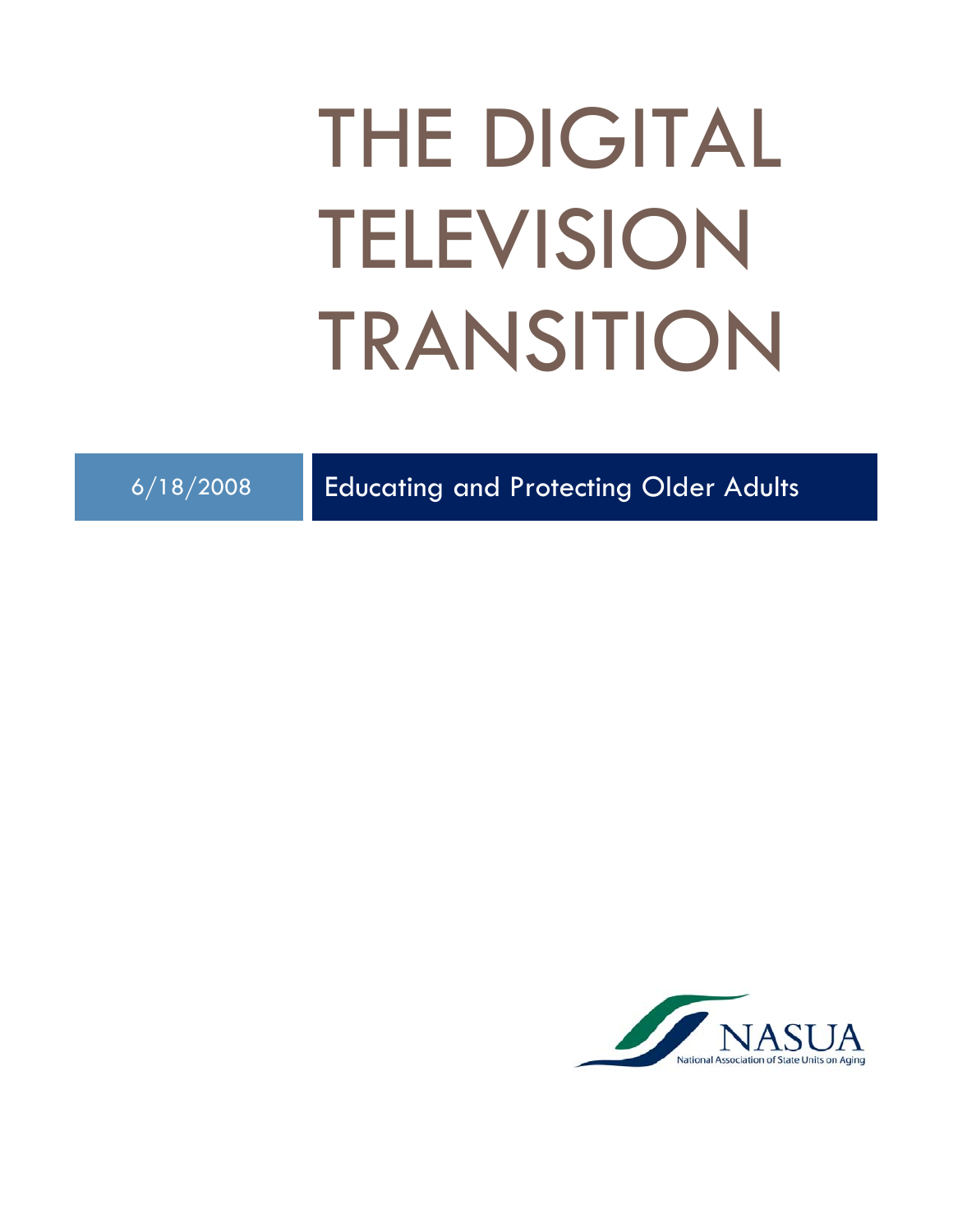# THE DIGITAL TELEVISION TRANSITION

6/18/2008

Educating and Protecting Older Adults

NASUA

National Association of State Units on Aging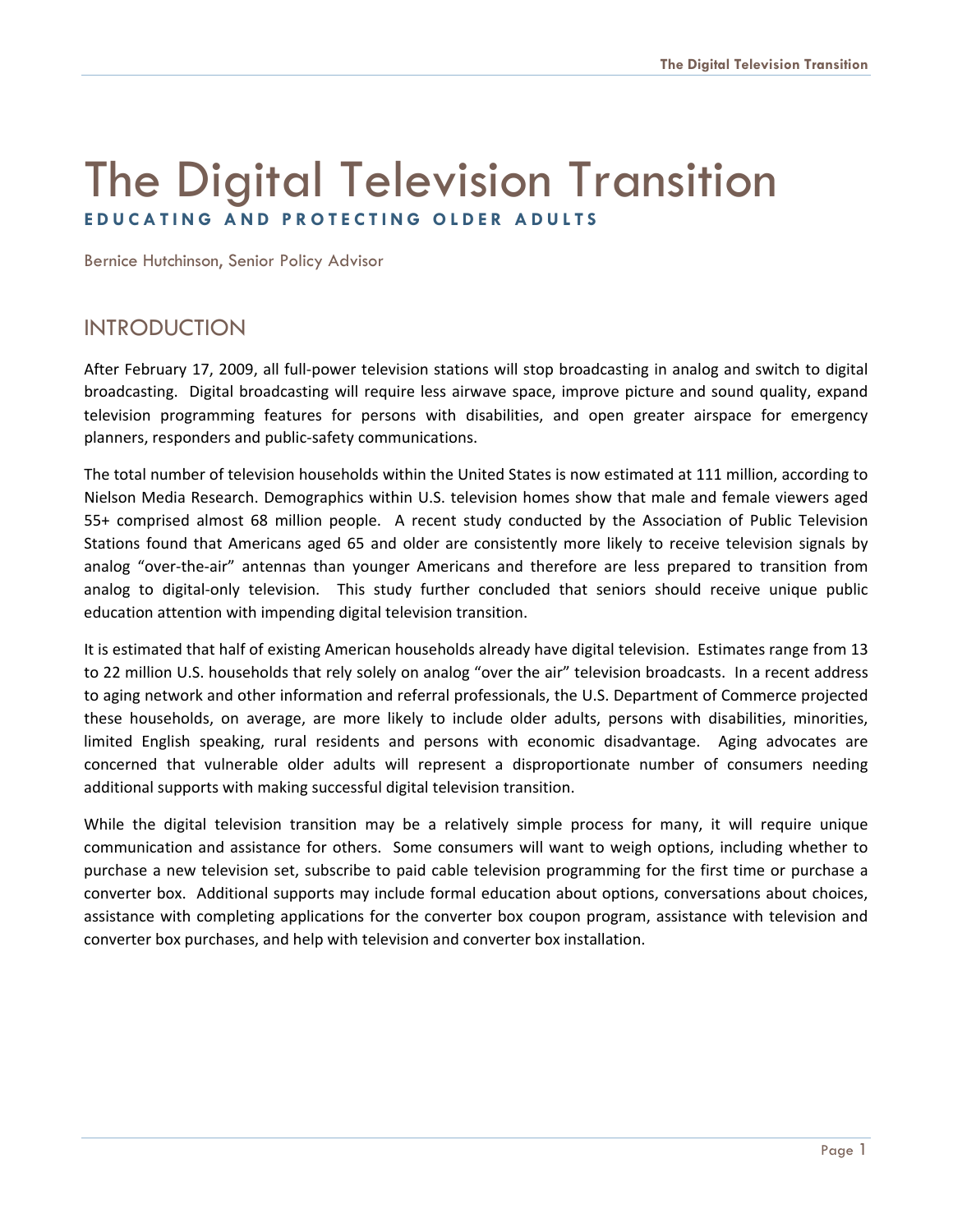# The Digital Television Transition

**EDUCATING AND PROTECTING OLDER ADULTS**

Bernice Hutchinson, Senior Policy Advisor

## INTRODUCTION

After February 17, 2009, all full-power television stations will stop broadcasting in analog and switch to digital broadcasting. Digital broadcasting will require less airwave space, improve picture and sound quality, expand television programming features for persons with disabilities, and open greater airspace for emergency planners, responders and public-safety communications.

The total number of television households within the United States is now estimated at 111 million, according to Nielson Media Research. Demographics within U.S. television homes show that male and female viewers aged 55+ comprised almost 68 million people. A recent study conducted by the Association of Public Television Stations found that Americans aged 65 and older are consistently more likely to receive television signals by analog "over-the-air" antennas than younger Americans and therefore are less prepared to transition from analog to digital-only television. This study further concluded that seniors should receive unique public education attention with impending digital television transition.

It is estimated that half of existing American households already have digital television. Estimates range from 13 to 22 million U.S. households that rely solely on analog "over the air" television broadcasts. In a recent address to aging network and other information and referral professionals, the U.S. Department of Commerce projected these households, on average, are more likely to include older adults, persons with disabilities, minorities, limited English speaking, rural residents and persons with economic disadvantage. Aging advocates are concerned that vulnerable older adults will represent a disproportionate number of consumers needing additional supports with making successful digital television transition.

While the digital television transition may be a relatively simple process for many, it will require unique communication and assistance for others. Some consumers will want to weigh options, including whether to purchase a new television set, subscribe to paid cable television programming for the first time or purchase a converter box. Additional supports may include formal education about options, conversations about choices, assistance with completing applications for the converter box coupon program, assistance with television and converter box purchases, and help with television and converter box installation.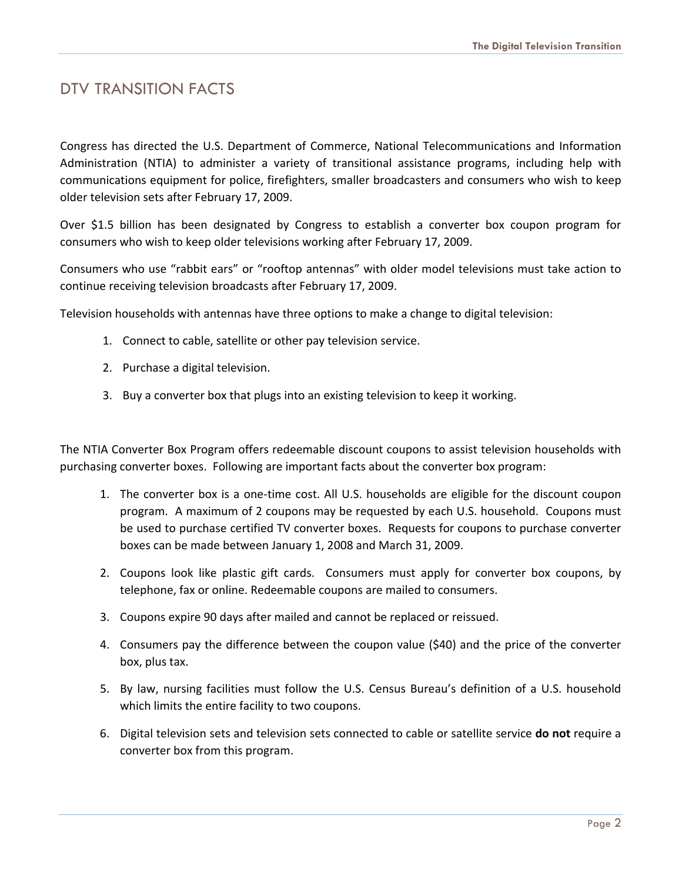# DTV TRANSITION FACTS

Congress has directed the U.S. Department of Commerce, National Telecommunications and Information Administration (NTIA) to administer a variety of transitional assistance programs, including help with communications equipment for police, firefighters, smaller broadcasters and consumers who wish to keep older television sets after February 17, 2009.

Over $1.5 billion has been designated by Congress to establish a converter box coupon program for consumers who wish to keep older televisions working after February 17, 2009.

Consumers who use "rabbit ears" or "rooftop antennas" with older model televisions must take action to continue receiving television broadcasts after February 17, 2009.

Television households with antennas have three options to make a change to digital television:

1. Connect to cable, satellite or other pay television service.
2. Purchase a digital television.
3. Buy a converter box that plugs into an existing television to keep it working.

The NTIA Converter Box Program offers redeemable discount coupons to assist television households with purchasing converter boxes. Following are important facts about the converter box program:

1. The converter box is a one-time cost. All U.S. households are eligible for the discount coupon program. A maximum of 2 coupons may be requested by each U.S. household. Coupons must be used to purchase certified TV converter boxes. Requests for coupons to purchase converter boxes can be made between January 1, 2008 and March 31, 2009.
2. Coupons look like plastic gift cards. Consumers must apply for converter box coupons, by telephone, fax or online. Redeemable coupons are mailed to consumers.
3. Coupons expire 90 days after mailed and cannot be replaced or reissued.
4. Consumers pay the difference between the coupon value ($40) and the price of the converter box, plus tax.
5. By law, nursing facilities must follow the U.S. Census Bureau's definition of a U.S. household which limits the entire facility to two coupons.
6. Digital television sets and television sets connected to cable or satellite service **do not** require a converter box from this program.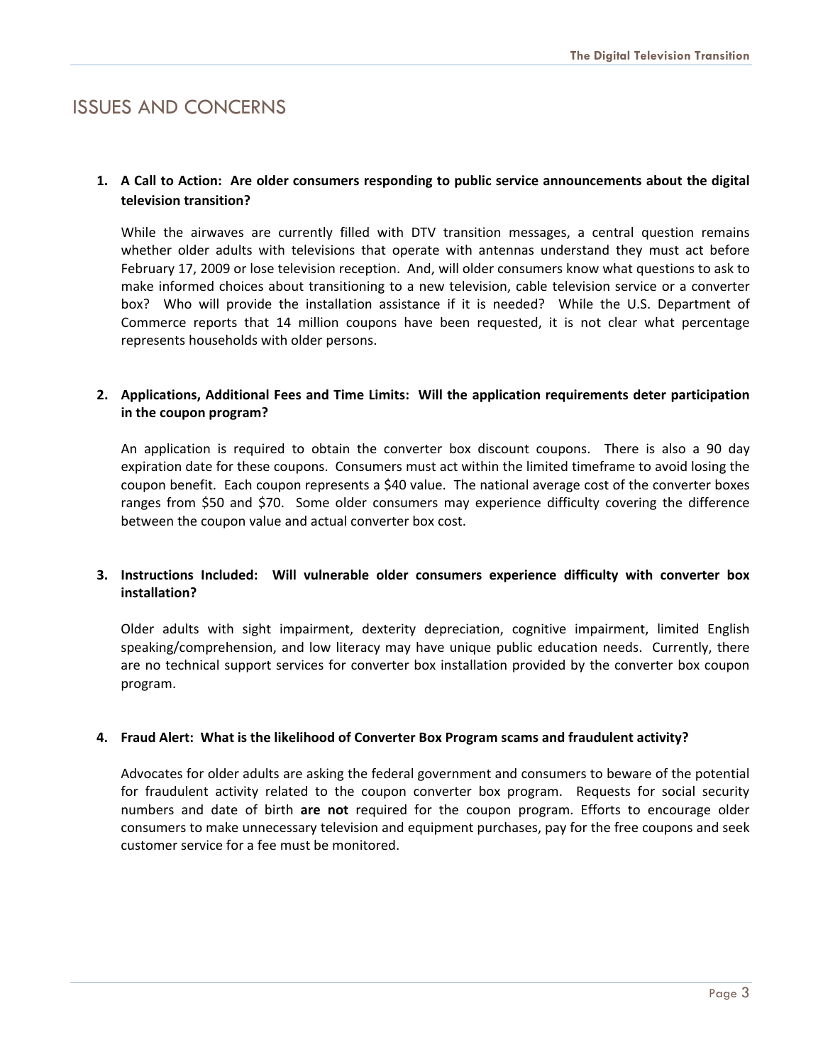## ISSUES AND CONCERNS

1. **A Call to Action: Are older consumers responding to public service announcements about the digital television transition?**

   While the airwaves are currently filled with DTV transition messages, a central question remains whether older adults with televisions that operate with antennas understand they must act before February 17, 2009 or lose television reception. And, will older consumers know what questions to ask to make informed choices about transitioning to a new television, cable television service or a converter box? Who will provide the installation assistance if it is needed? While the U.S. Department of Commerce reports that 14 million coupons have been requested, it is not clear what percentage represents households with older persons.

2. **Applications, Additional Fees and Time Limits: Will the application requirements deter participation in the coupon program?**

   An application is required to obtain the converter box discount coupons. There is also a 90 day expiration date for these coupons. Consumers must act within the limited timeframe to avoid losing the coupon benefit. Each coupon represents a $40 value. The national average cost of the converter boxes ranges from $50 and $70. Some older consumers may experience difficulty covering the difference between the coupon value and actual converter box cost.

3. **Instructions Included: Will vulnerable older consumers experience difficulty with converter box installation?**

   Older adults with sight impairment, dexterity depreciation, cognitive impairment, limited English speaking/comprehension, and low literacy may have unique public education needs. Currently, there are no technical support services for converter box installation provided by the converter box coupon program.

4. **Fraud Alert: What is the likelihood of Converter Box Program scams and fraudulent activity?**

   Advocates for older adults are asking the federal government and consumers to beware of the potential for fraudulent activity related to the coupon converter box program. Requests for social security numbers and date of birth **are not** required for the coupon program. Efforts to encourage older consumers to make unnecessary television and equipment purchases, pay for the free coupons and seek customer service for a fee must be monitored.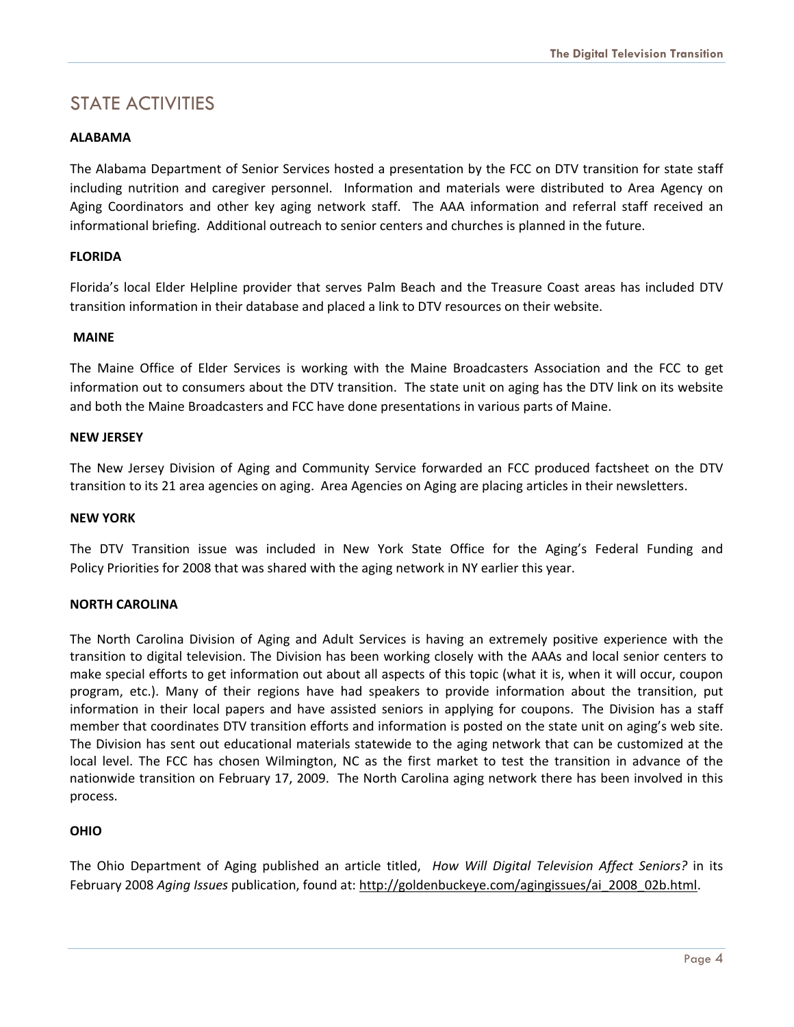## STATE ACTIVITIES

### ALABAMA

The Alabama Department of Senior Services hosted a presentation by the FCC on DTV transition for state staff including nutrition and caregiver personnel. Information and materials were distributed to Area Agency on Aging Coordinators and other key aging network staff. The AAA information and referral staff received an informational briefing. Additional outreach to senior centers and churches is planned in the future.

### FLORIDA

Florida's local Elder Helpline provider that serves Palm Beach and the Treasure Coast areas has included DTV transition information in their database and placed a link to DTV resources on their website.

### MAINE

The Maine Office of Elder Services is working with the Maine Broadcasters Association and the FCC to get information out to consumers about the DTV transition. The state unit on aging has the DTV link on its website and both the Maine Broadcasters and FCC have done presentations in various parts of Maine.

### NEW JERSEY

The New Jersey Division of Aging and Community Service forwarded an FCC produced factsheet on the DTV transition to its 21 area agencies on aging. Area Agencies on Aging are placing articles in their newsletters.

### NEW YORK

The DTV Transition issue was included in New York State Office for the Aging's Federal Funding and Policy Priorities for 2008 that was shared with the aging network in NY earlier this year.

### NORTH CAROLINA

The North Carolina Division of Aging and Adult Services is having an extremely positive experience with the transition to digital television. The Division has been working closely with the AAAs and local senior centers to make special efforts to get information out about all aspects of this topic (what it is, when it will occur, coupon program, etc.). Many of their regions have had speakers to provide information about the transition, put information in their local papers and have assisted seniors in applying for coupons. The Division has a staff member that coordinates DTV transition efforts and information is posted on the state unit on aging's web site. The Division has sent out educational materials statewide to the aging network that can be customized at the local level. The FCC has chosen Wilmington, NC as the first market to test the transition in advance of the nationwide transition on February 17, 2009. The North Carolina aging network there has been involved in this process.

### OHIO

The Ohio Department of Aging published an article titled, *How Will Digital Television Affect Seniors?* in its February 2008 *Aging Issues* publication, found at: http://goldenbuckeye.com/agingissues/ai_2008_02b.html.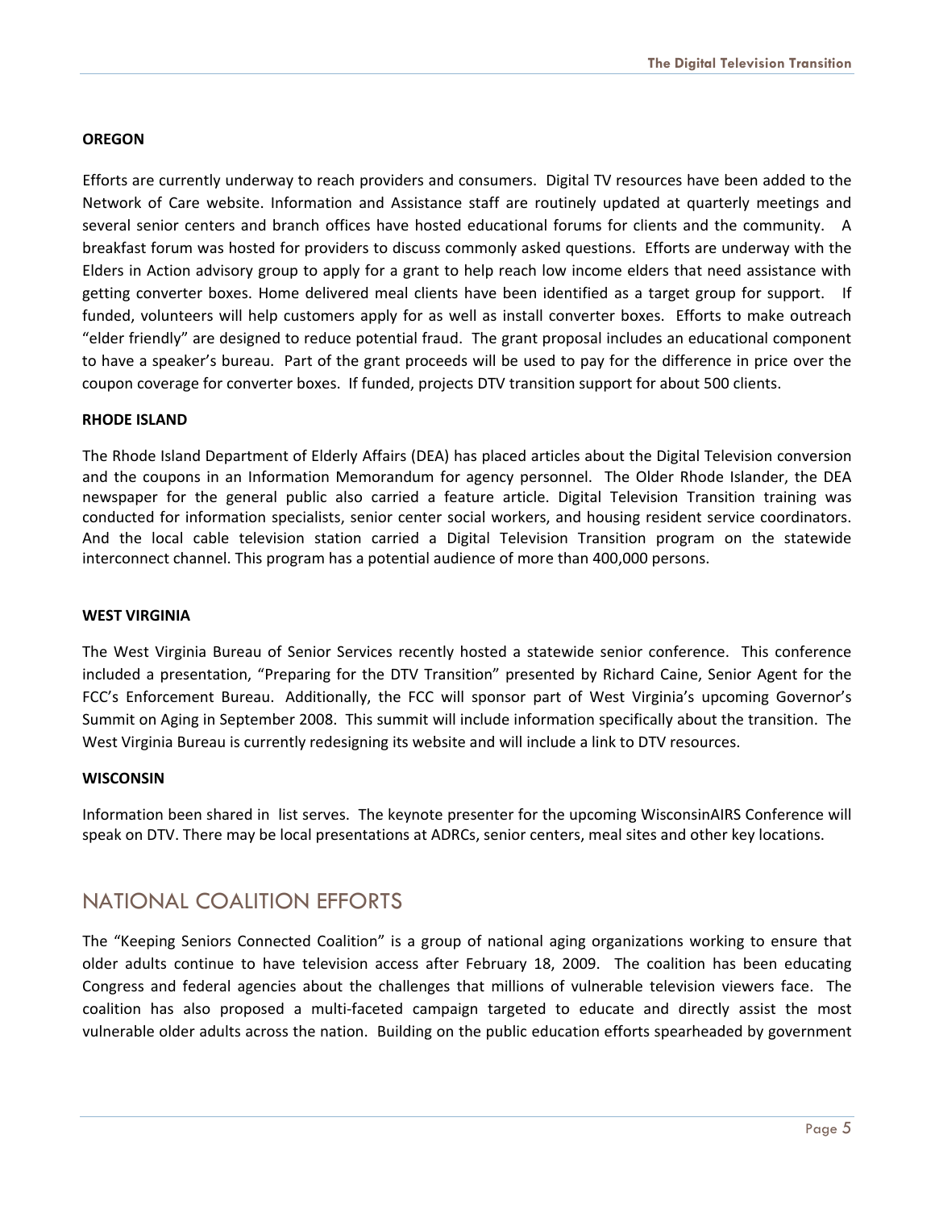**OREGON**

Efforts are currently underway to reach providers and consumers. Digital TV resources have been added to the Network of Care website. Information and Assistance staff are routinely updated at quarterly meetings and several senior centers and branch offices have hosted educational forums for clients and the community. A breakfast forum was hosted for providers to discuss commonly asked questions. Efforts are underway with the Elders in Action advisory group to apply for a grant to help reach low income elders that need assistance with getting converter boxes. Home delivered meal clients have been identified as a target group for support. If funded, volunteers will help customers apply for as well as install converter boxes. Efforts to make outreach "elder friendly" are designed to reduce potential fraud. The grant proposal includes an educational component to have a speaker's bureau. Part of the grant proceeds will be used to pay for the difference in price over the coupon coverage for converter boxes. If funded, projects DTV transition support for about 500 clients.

**RHODE ISLAND**

The Rhode Island Department of Elderly Affairs (DEA) has placed articles about the Digital Television conversion and the coupons in an Information Memorandum for agency personnel. The Older Rhode Islander, the DEA newspaper for the general public also carried a feature article. Digital Television Transition training was conducted for information specialists, senior center social workers, and housing resident service coordinators. And the local cable television station carried a Digital Television Transition program on the statewide interconnect channel. This program has a potential audience of more than 400,000 persons.

**WEST VIRGINIA**

The West Virginia Bureau of Senior Services recently hosted a statewide senior conference. This conference included a presentation, "Preparing for the DTV Transition" presented by Richard Caine, Senior Agent for the FCC's Enforcement Bureau. Additionally, the FCC will sponsor part of West Virginia's upcoming Governor's Summit on Aging in September 2008. This summit will include information specifically about the transition. The West Virginia Bureau is currently redesigning its website and will include a link to DTV resources.

**WISCONSIN**

Information been shared in list serves. The keynote presenter for the upcoming WisconsinAIRS Conference will speak on DTV. There may be local presentations at ADRCs, senior centers, meal sites and other key locations.

## NATIONAL COALITION EFFORTS

The "Keeping Seniors Connected Coalition" is a group of national aging organizations working to ensure that older adults continue to have television access after February 18, 2009. The coalition has been educating Congress and federal agencies about the challenges that millions of vulnerable television viewers face. The coalition has also proposed a multi-faceted campaign targeted to educate and directly assist the most vulnerable older adults across the nation. Building on the public education efforts spearheaded by government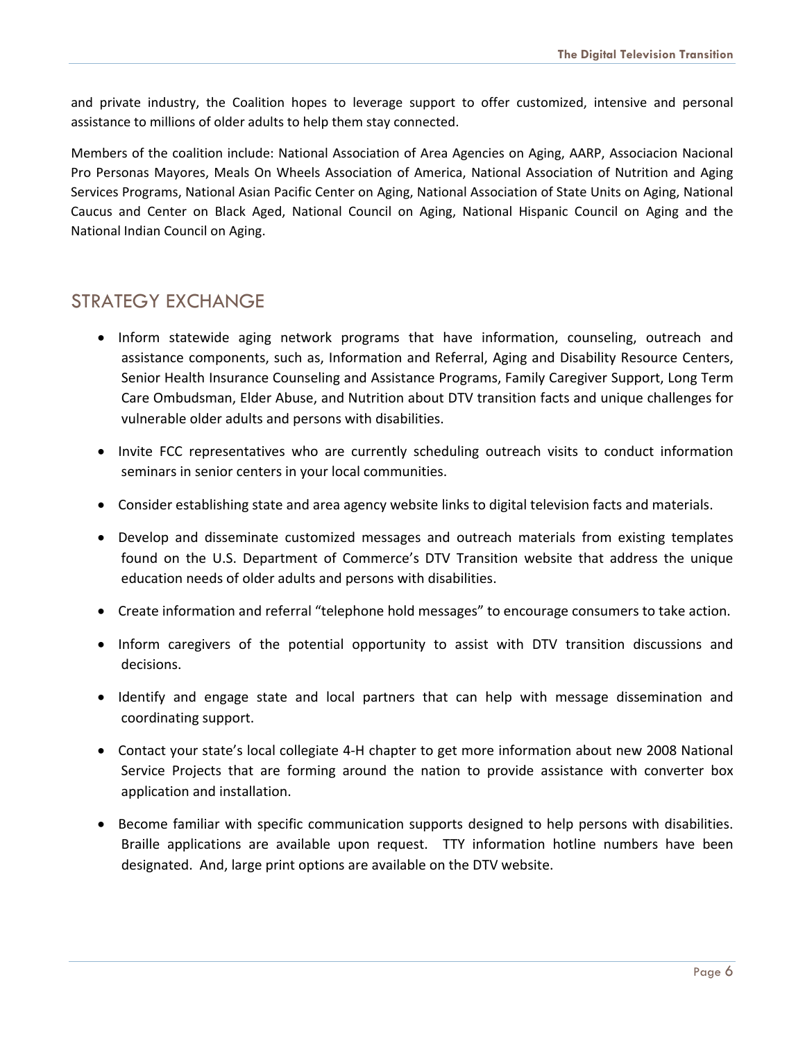and private industry, the Coalition hopes to leverage support to offer customized, intensive and personal assistance to millions of older adults to help them stay connected.

Members of the coalition include: National Association of Area Agencies on Aging, AARP, Associacion Nacional Pro Personas Mayores, Meals On Wheels Association of America, National Association of Nutrition and Aging Services Programs, National Asian Pacific Center on Aging, National Association of State Units on Aging, National Caucus and Center on Black Aged, National Council on Aging, National Hispanic Council on Aging and the National Indian Council on Aging.

## STRATEGY EXCHANGE

- Inform statewide aging network programs that have information, counseling, outreach and assistance components, such as, Information and Referral, Aging and Disability Resource Centers, Senior Health Insurance Counseling and Assistance Programs, Family Caregiver Support, Long Term Care Ombudsman, Elder Abuse, and Nutrition about DTV transition facts and unique challenges for vulnerable older adults and persons with disabilities.
- Invite FCC representatives who are currently scheduling outreach visits to conduct information seminars in senior centers in your local communities.
- Consider establishing state and area agency website links to digital television facts and materials.
- Develop and disseminate customized messages and outreach materials from existing templates found on the U.S. Department of Commerce's DTV Transition website that address the unique education needs of older adults and persons with disabilities.
- Create information and referral "telephone hold messages" to encourage consumers to take action.
- Inform caregivers of the potential opportunity to assist with DTV transition discussions and decisions.
- Identify and engage state and local partners that can help with message dissemination and coordinating support.
- Contact your state's local collegiate 4-H chapter to get more information about new 2008 National Service Projects that are forming around the nation to provide assistance with converter box application and installation.
- Become familiar with specific communication supports designed to help persons with disabilities. Braille applications are available upon request. TTY information hotline numbers have been designated. And, large print options are available on the DTV website.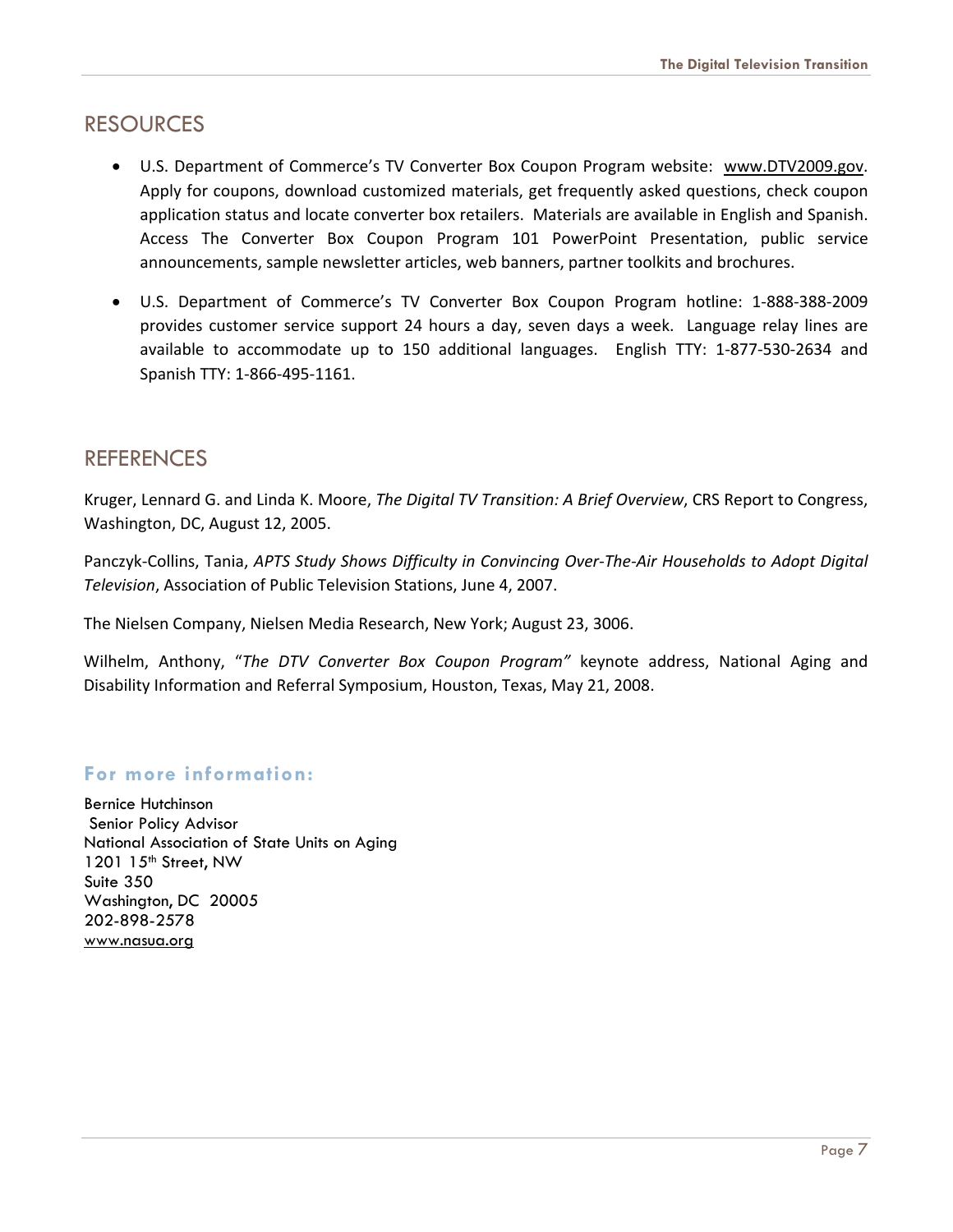## RESOURCES

- U.S. Department of Commerce's TV Converter Box Coupon Program website: www.DTV2009.gov. Apply for coupons, download customized materials, get frequently asked questions, check coupon application status and locate converter box retailers. Materials are available in English and Spanish. Access The Converter Box Coupon Program 101 PowerPoint Presentation, public service announcements, sample newsletter articles, web banners, partner toolkits and brochures.

- U.S. Department of Commerce's TV Converter Box Coupon Program hotline: 1-888-388-2009 provides customer service support 24 hours a day, seven days a week. Language relay lines are available to accommodate up to 150 additional languages. English TTY: 1-877-530-2634 and Spanish TTY: 1-866-495-1161.

## REFERENCES

Kruger, Lennard G. and Linda K. Moore, *The Digital TV Transition: A Brief Overview*, CRS Report to Congress, Washington, DC, August 12, 2005.

Panczyk-Collins, Tania, *APTS Study Shows Difficulty in Convincing Over-The-Air Households to Adopt Digital Television*, Association of Public Television Stations, June 4, 2007.

The Nielsen Company, Nielsen Media Research, New York; August 23, 3006.

Wilhelm, Anthony, "*The DTV Converter Box Coupon Program"* keynote address, National Aging and Disability Information and Referral Symposium, Houston, Texas, May 21, 2008.

### For more information:

Bernice Hutchinson  
Senior Policy Advisor  
National Association of State Units on Aging  
1201 15th Street, NW  
Suite 350  
Washington, DC 20005  
202-898-2578  
www.nasua.org